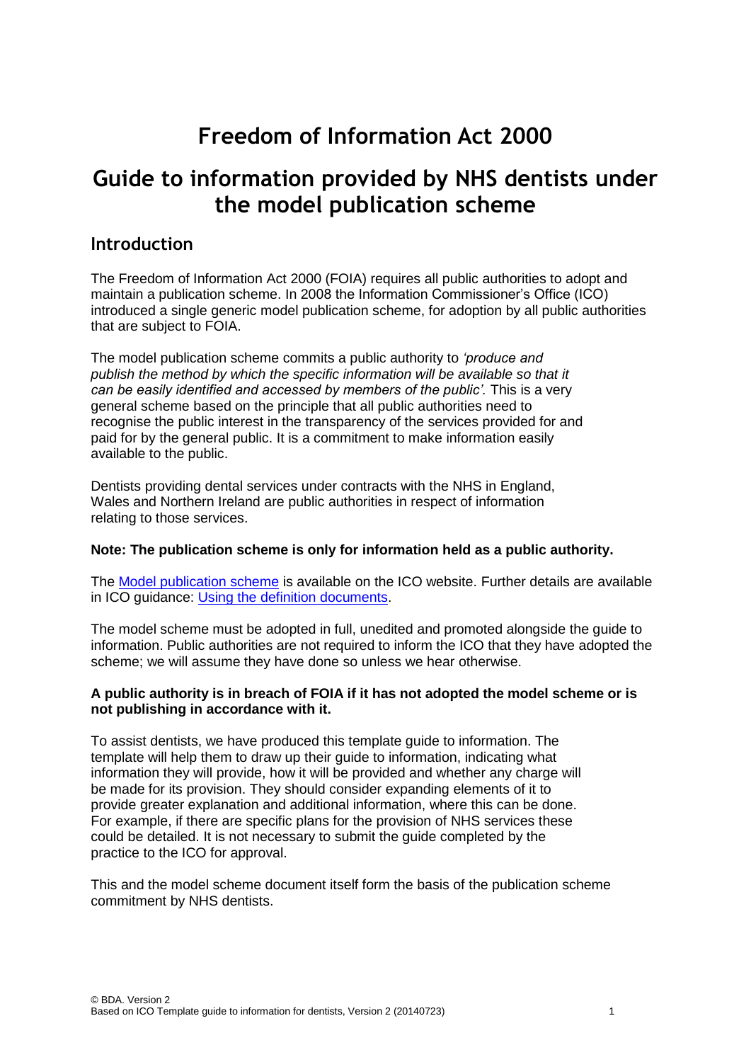# Freedom of Information Act 2000

# Guide to information provided by NHS dentists under the model publication scheme

## Introduction

The Freedom of Information Act 2000 (FOIA) requires all public authorities to adopt and maintain a publication scheme. In 2008 the Information Commissioner's Office (ICO) introduced a single generic model publication scheme, for adoption by all public authorities that are subject to FOIA.

The model publication scheme commits a public authority to *'produce and publish the method by which the specific information will be available so that it can be easily identified and accessed by members of the public'.* This is a very general scheme based on the principle that all public authorities need to recognise the public interest in the transparency of the services provided for and paid for by the general public. It is a commitment to make information easily available to the public.

Dentists providing dental services under contracts with the NHS in England, Wales and Northern Ireland are public authorities in respect of information relating to those services.

**Note: The publication scheme is only for information held as a public authority.**

The [Model publication scheme] is available on the ICO website. Further details are available in ICO guidance: [Using the definition documents].

The model scheme must be adopted in full, unedited and promoted alongside the guide to information. Public authorities are not required to inform the ICO that they have adopted the scheme; we will assume they have done so unless we hear otherwise.

**A public authority is in breach of FOIA if it has not adopted the model scheme or is not publishing in accordance with it.**

To assist dentists, we have produced this template guide to information. The template will help them to draw up their guide to information, indicating what information they will provide, how it will be provided and whether any charge will be made for its provision. They should consider expanding elements of it to provide greater explanation and additional information, where this can be done. For example, if there are specific plans for the provision of NHS services these could be detailed. It is not necessary to submit the guide completed by the practice to the ICO for approval.

This and the model scheme document itself form the basis of the publication scheme commitment by NHS dentists.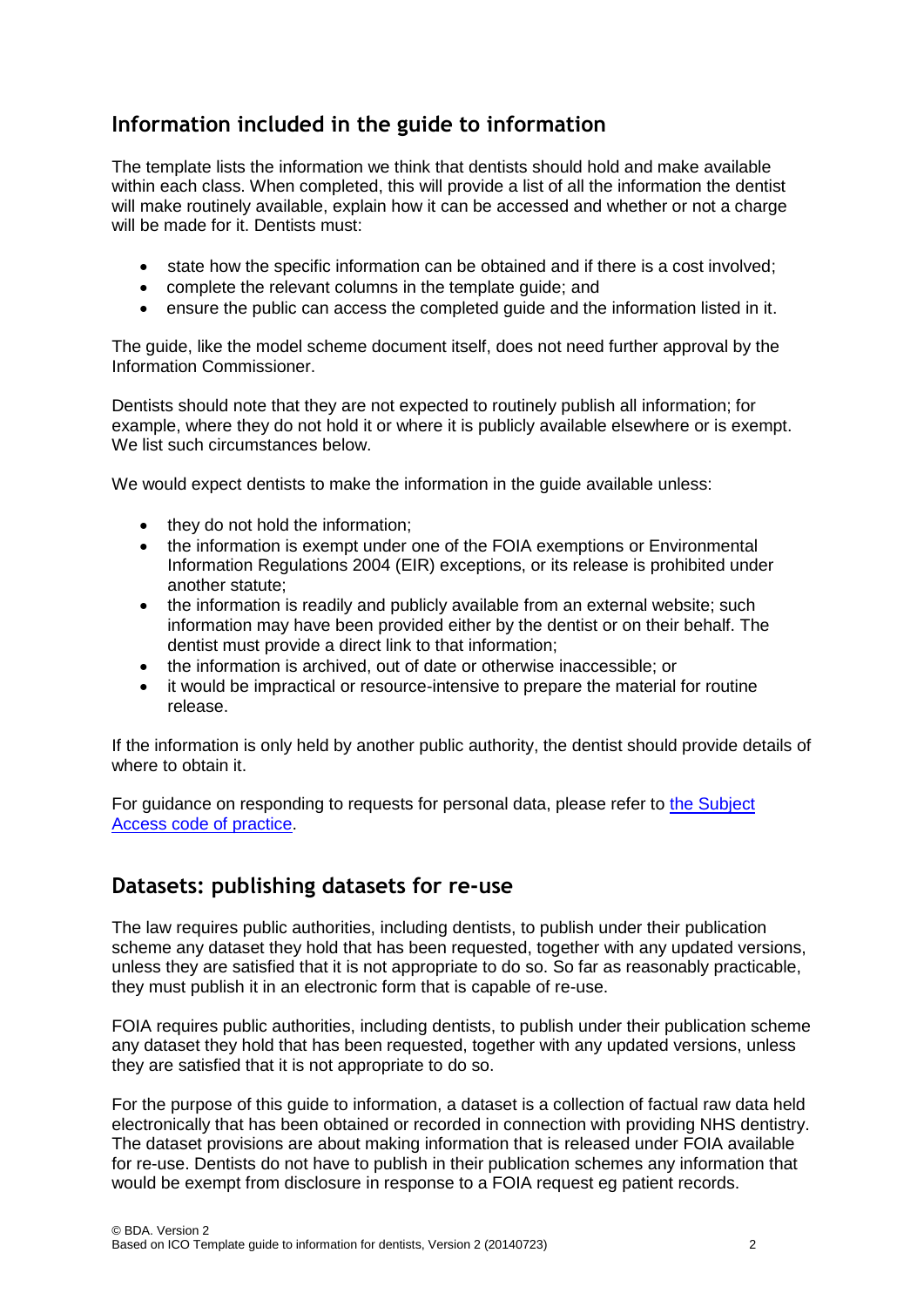## Information included in the guide to information

The template lists the information we think that dentists should hold and make available within each class. When completed, this will provide a list of all the information the dentist will make routinely available, explain how it can be accessed and whether or not a charge will be made for it. Dentists must:

- state how the specific information can be obtained and if there is a cost involved;
- complete the relevant columns in the template guide; and
- ensure the public can access the completed guide and the information listed in it.

The guide, like the model scheme document itself, does not need further approval by the Information Commissioner.

Dentists should note that they are not expected to routinely publish all information; for example, where they do not hold it or where it is publicly available elsewhere or is exempt. We list such circumstances below.

We would expect dentists to make the information in the guide available unless:

- they do not hold the information;
- the information is exempt under one of the FOIA exemptions or Environmental Information Regulations 2004 (EIR) exceptions, or its release is prohibited under another statute;
- the information is readily and publicly available from an external website; such information may have been provided either by the dentist or on their behalf. The dentist must provide a direct link to that information;
- the information is archived, out of date or otherwise inaccessible; or
- it would be impractical or resource-intensive to prepare the material for routine release.

If the information is only held by another public authority, the dentist should provide details of where to obtain it.

For guidance on responding to requests for personal data, please refer to the Subject Access code of practice.

## Datasets: publishing datasets for re-use

The law requires public authorities, including dentists, to publish under their publication scheme any dataset they hold that has been requested, together with any updated versions, unless they are satisfied that it is not appropriate to do so. So far as reasonably practicable, they must publish it in an electronic form that is capable of re-use.

FOIA requires public authorities, including dentists, to publish under their publication scheme any dataset they hold that has been requested, together with any updated versions, unless they are satisfied that it is not appropriate to do so.

For the purpose of this guide to information, a dataset is a collection of factual raw data held electronically that has been obtained or recorded in connection with providing NHS dentistry. The dataset provisions are about making information that is released under FOIA available for re-use. Dentists do not have to publish in their publication schemes any information that would be exempt from disclosure in response to a FOIA request eg patient records.

© BDA. Version 2
Based on ICO Template guide to information for dentists, Version 2 (20140723)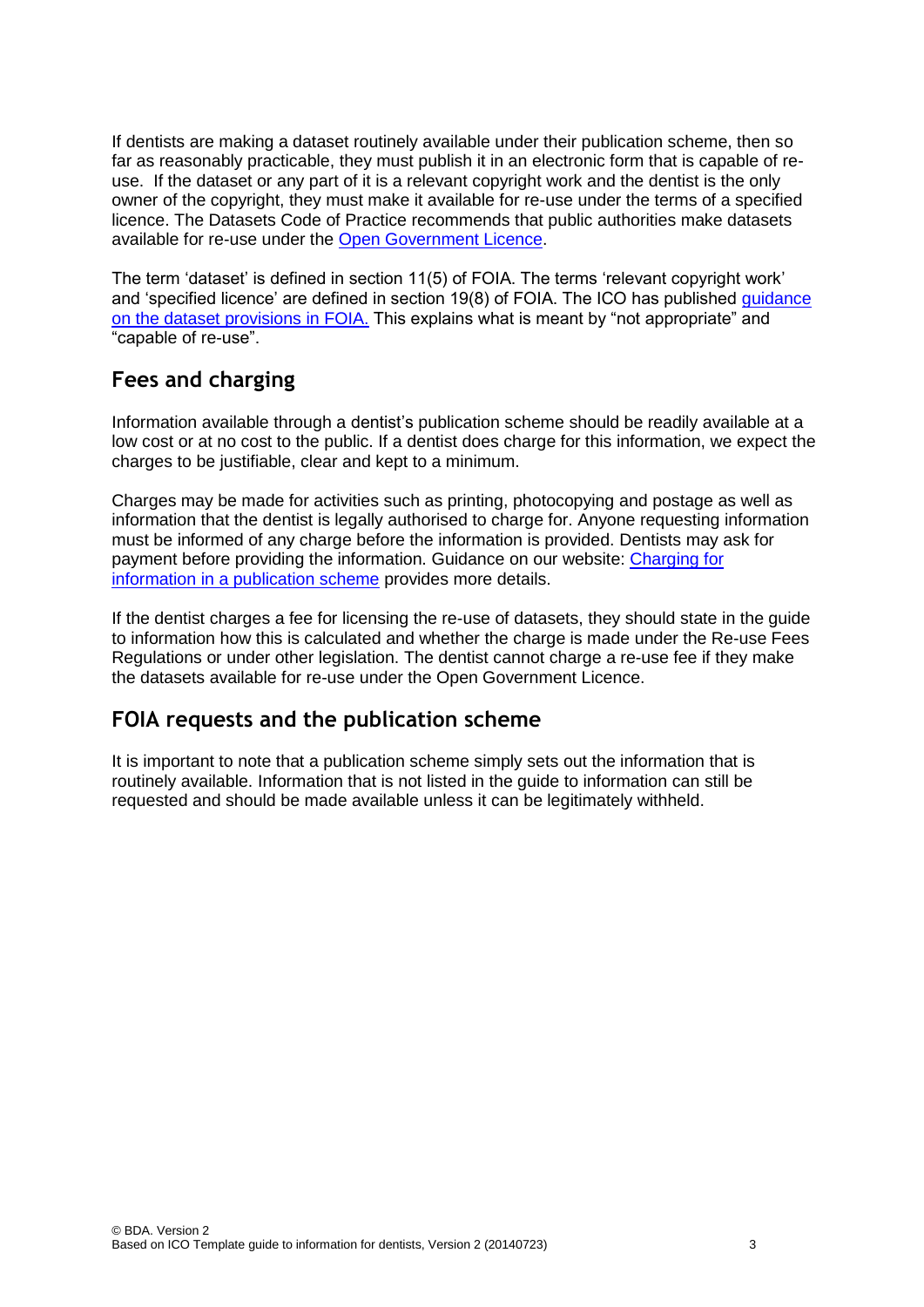If dentists are making a dataset routinely available under their publication scheme, then so far as reasonably practicable, they must publish it in an electronic form that is capable of re-use. If the dataset or any part of it is a relevant copyright work and the dentist is the only owner of the copyright, they must make it available for re-use under the terms of a specified licence. The Datasets Code of Practice recommends that public authorities make datasets available for re-use under the [Open Government Licence](#).

The term 'dataset' is defined in section 11(5) of FOIA. The terms 'relevant copyright work' and 'specified licence' are defined in section 19(8) of FOIA. The ICO has published [guidance on the dataset provisions in FOIA.](#) This explains what is meant by "not appropriate" and "capable of re-use".

## Fees and charging

Information available through a dentist's publication scheme should be readily available at a low cost or at no cost to the public. If a dentist does charge for this information, we expect the charges to be justifiable, clear and kept to a minimum.

Charges may be made for activities such as printing, photocopying and postage as well as information that the dentist is legally authorised to charge for. Anyone requesting information must be informed of any charge before the information is provided. Dentists may ask for payment before providing the information. Guidance on our website: [Charging for information in a publication scheme](#) provides more details.

If the dentist charges a fee for licensing the re-use of datasets, they should state in the guide to information how this is calculated and whether the charge is made under the Re-use Fees Regulations or under other legislation. The dentist cannot charge a re-use fee if they make the datasets available for re-use under the Open Government Licence.

## FOIA requests and the publication scheme

It is important to note that a publication scheme simply sets out the information that is routinely available. Information that is not listed in the guide to information can still be requested and should be made available unless it can be legitimately withheld.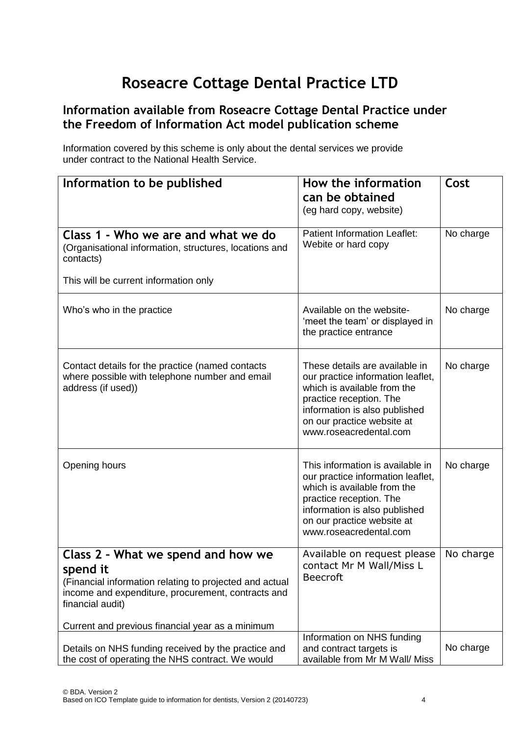# Roseacre Cottage Dental Practice LTD

## Information available from Roseacre Cottage Dental Practice under the Freedom of Information Act model publication scheme

Information covered by this scheme is only about the dental services we provide under contract to the National Health Service.

| **Information to be published** | **How the information can be obtained** (eg hard copy, website) | **Cost** |
|---|---|---|
| **Class 1 - Who we are and what we do** (Organisational information, structures, locations and contacts)<br><br>This will be current information only | Patient Information Leaflet: Webite or hard copy | No charge |
| Who's who in the practice | Available on the website- 'meet the team' or displayed in the practice entrance | No charge |
| Contact details for the practice (named contacts where possible with telephone number and email address (if used)) | These details are available in our practice information leaflet, which is available from the practice reception. The information is also published on our practice website at www.roseacredental.com | No charge |
| Opening hours | This information is available in our practice information leaflet, which is available from the practice reception. The information is also published on our practice website at www.roseacredental.com | No charge |
| **Class 2 – What we spend and how we spend it** (Financial information relating to projected and actual income and expenditure, procurement, contracts and financial audit)<br><br>Current and previous financial year as a minimum | Available on request please contact Mr M Wall/Miss L Beecroft | No charge |
| Details on NHS funding received by the practice and the cost of operating the NHS contract. We would | Information on NHS funding and contract targets is available from Mr M Wall/ Miss | No charge |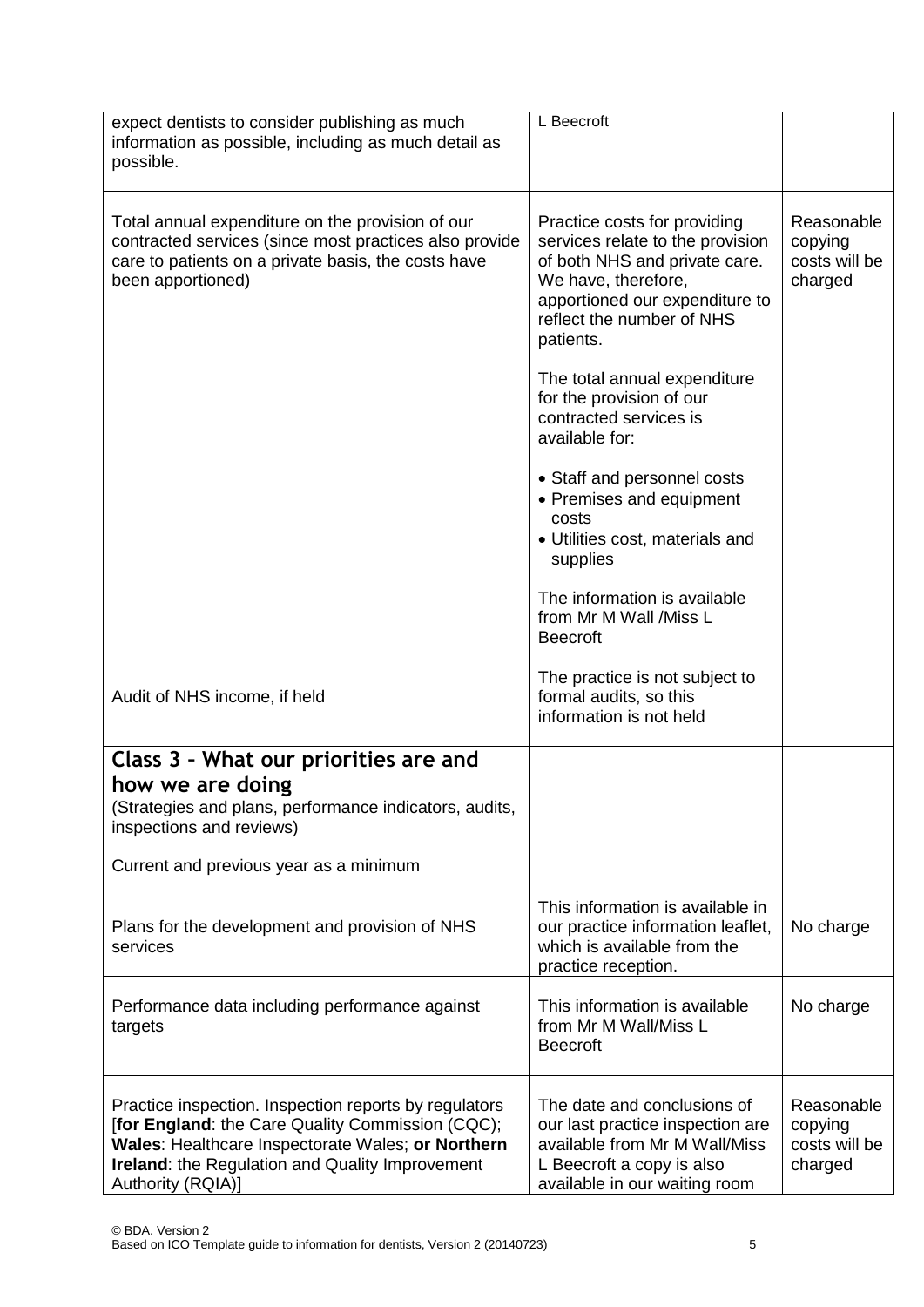| | | |
|---|---|---|
| expect dentists to consider publishing as much information as possible, including as much detail as possible. | L Beecroft | |
| Total annual expenditure on the provision of our contracted services (since most practices also provide care to patients on a private basis, the costs have been apportioned) | Practice costs for providing services relate to the provision of both NHS and private care. We have, therefore, apportioned our expenditure to reflect the number of NHS patients.<br><br>The total annual expenditure for the provision of our contracted services is available for:<br><br>• Staff and personnel costs<br>• Premises and equipment costs<br>• Utilities cost, materials and supplies<br><br>The information is available from Mr M Wall /Miss L Beecroft | Reasonable copying costs will be charged |
| Audit of NHS income, if held | The practice is not subject to formal audits, so this information is not held | |
| **Class 3 – What our priorities are and how we are doing**<br>(Strategies and plans, performance indicators, audits, inspections and reviews)<br><br>Current and previous year as a minimum | | |
| Plans for the development and provision of NHS services | This information is available in our practice information leaflet, which is available from the practice reception. | No charge |
| Performance data including performance against targets | This information is available from Mr M Wall/Miss L Beecroft | No charge |
| Practice inspection. Inspection reports by regulators [**for England**: the Care Quality Commission (CQC); **Wales**: Healthcare Inspectorate Wales; **or Northern Ireland**: the Regulation and Quality Improvement Authority (RQIA)] | The date and conclusions of our last practice inspection are available from Mr M Wall/Miss L Beecroft a copy is also available in our waiting room | Reasonable copying costs will be charged |

© BDA. Version 2
Based on ICO Template guide to information for dentists, Version 2 (20140723)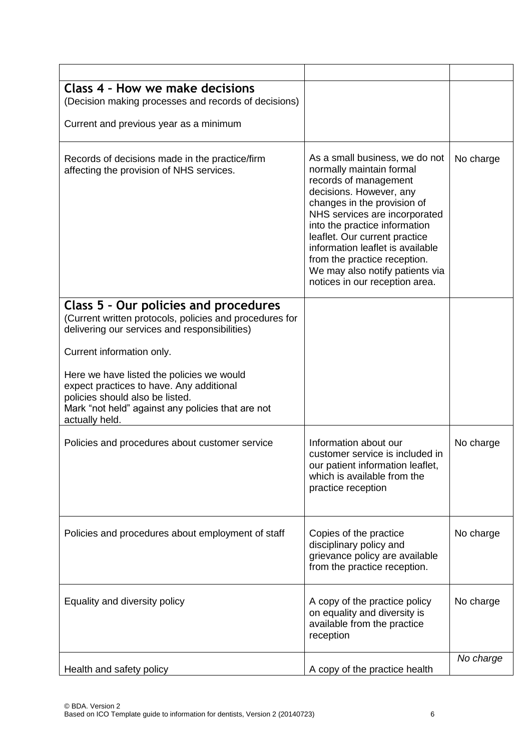| | | |
|---|---|---|
| **Class 4 – How we make decisions**<br>(Decision making processes and records of decisions)<br><br>Current and previous year as a minimum | | |
| Records of decisions made in the practice/firm affecting the provision of NHS services. | As a small business, we do not normally maintain formal records of management decisions. However, any changes in the provision of NHS services are incorporated into the practice information leaflet. Our current practice information leaflet is available from the practice reception. We may also notify patients via notices in our reception area. | No charge |
| **Class 5 – Our policies and procedures**<br>(Current written protocols, policies and procedures for delivering our services and responsibilities)<br><br>Current information only.<br><br>Here we have listed the policies we would expect practices to have. Any additional policies should also be listed.<br>Mark "not held" against any policies that are not actually held. | | |
| Policies and procedures about customer service | Information about our customer service is included in our patient information leaflet, which is available from the practice reception | No charge |
| Policies and procedures about employment of staff | Copies of the practice disciplinary policy and grievance policy are available from the practice reception. | No charge |
| Equality and diversity policy | A copy of the practice policy on equality and diversity is available from the practice reception | No charge |
| Health and safety policy | A copy of the practice health | *No charge* |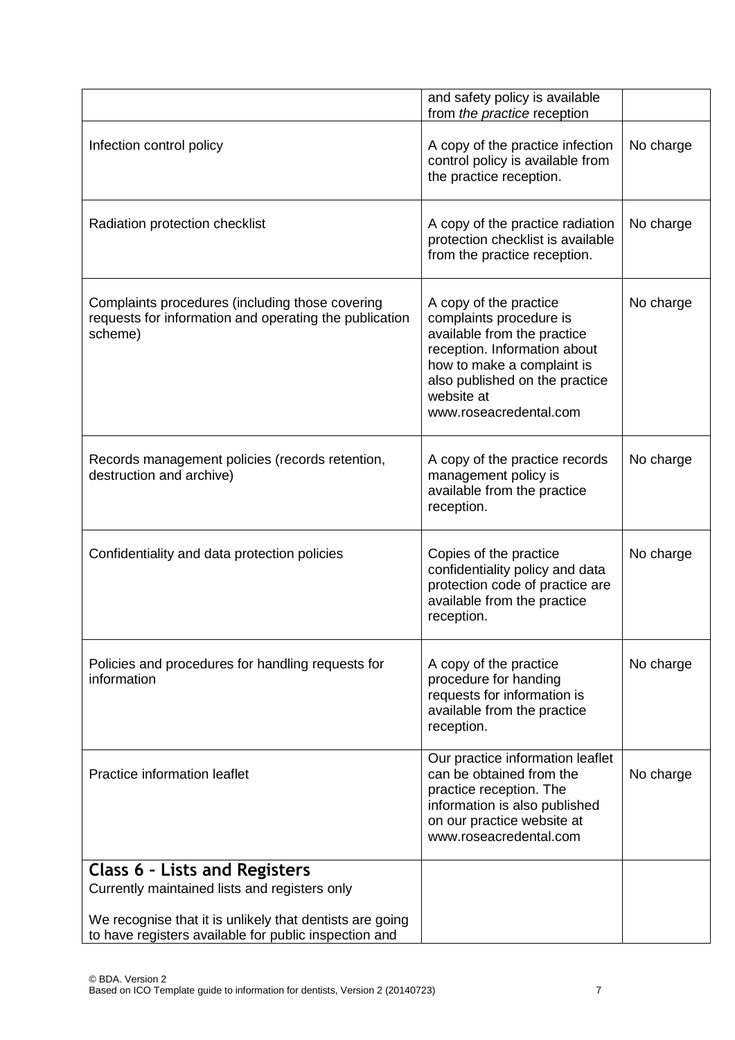| | | |
|---|---|---|
| | and safety policy is available from *the practice* reception | |
| Infection control policy | A copy of the practice infection control policy is available from the practice reception. | No charge |
| Radiation protection checklist | A copy of the practice radiation protection checklist is available from the practice reception. | No charge |
| Complaints procedures (including those covering requests for information and operating the publication scheme) | A copy of the practice complaints procedure is available from the practice reception. Information about how to make a complaint is also published on the practice website at www.roseacredental.com | No charge |
| Records management policies (records retention, destruction and archive) | A copy of the practice records management policy is available from the practice reception. | No charge |
| Confidentiality and data protection policies | Copies of the practice confidentiality policy and data protection code of practice are available from the practice reception. | No charge |
| Policies and procedures for handling requests for information | A copy of the practice procedure for handing requests for information is available from the practice reception. | No charge |
| Practice information leaflet | Our practice information leaflet can be obtained from the practice reception. The information is also published on our practice website at www.roseacredental.com | No charge |
| **Class 6 – Lists and Registers**<br>Currently maintained lists and registers only<br><br>We recognise that it is unlikely that dentists are going to have registers available for public inspection and | | |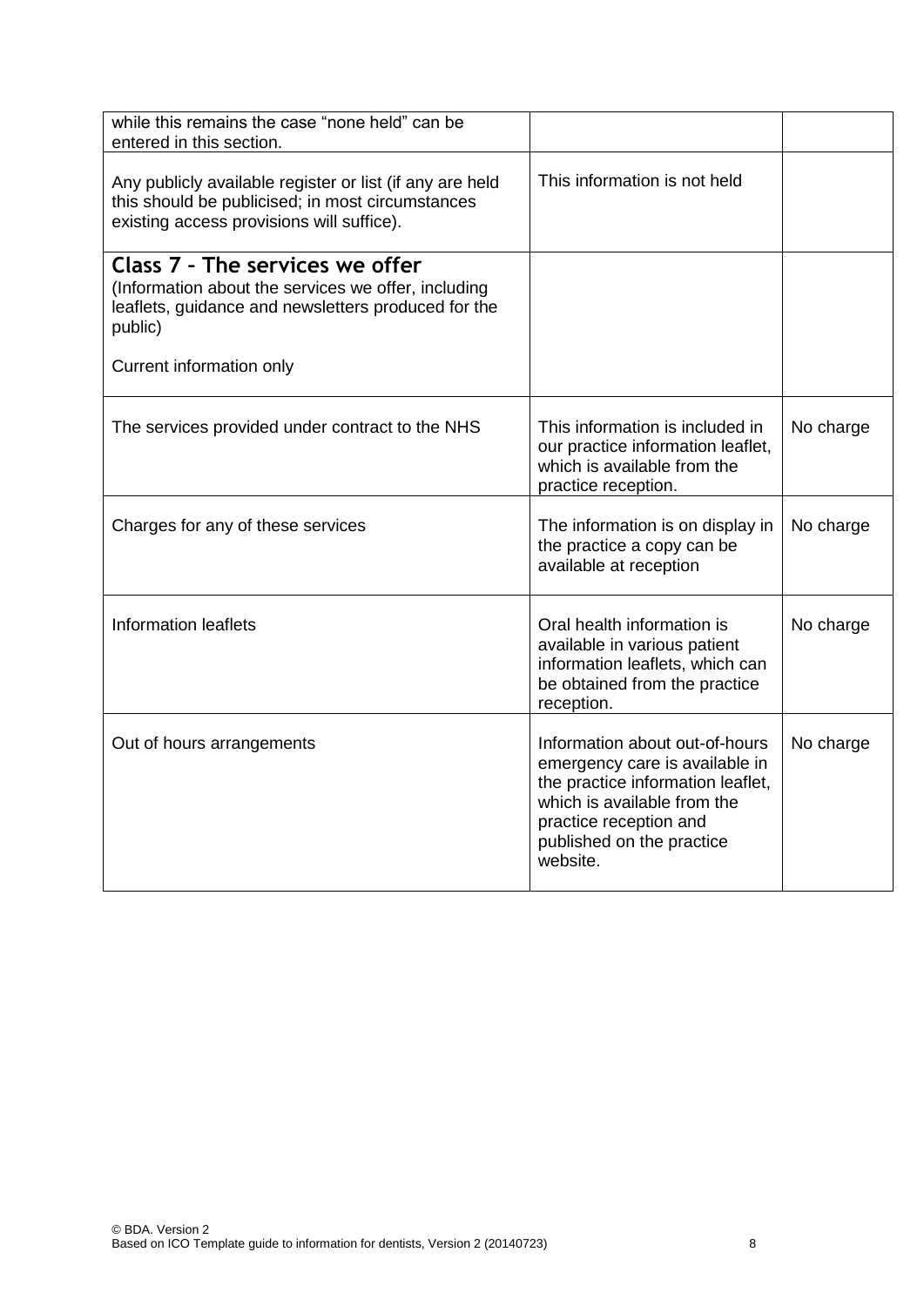| | | |
|---|---|---|
| while this remains the case "none held" can be entered in this section. | | |
| Any publicly available register or list (if any are held this should be publicised; in most circumstances existing access provisions will suffice). | This information is not held | |
| **Class 7 – The services we offer**<br>(Information about the services we offer, including leaflets, guidance and newsletters produced for the public)<br><br>Current information only | | |
| The services provided under contract to the NHS | This information is included in our practice information leaflet, which is available from the practice reception. | No charge |
| Charges for any of these services | The information is on display in the practice a copy can be available at reception | No charge |
| Information leaflets | Oral health information is available in various patient information leaflets, which can be obtained from the practice reception. | No charge |
| Out of hours arrangements | Information about out-of-hours emergency care is available in the practice information leaflet, which is available from the practice reception and published on the practice website. | No charge |

© BDA. Version 2
Based on ICO Template guide to information for dentists, Version 2 (20140723)